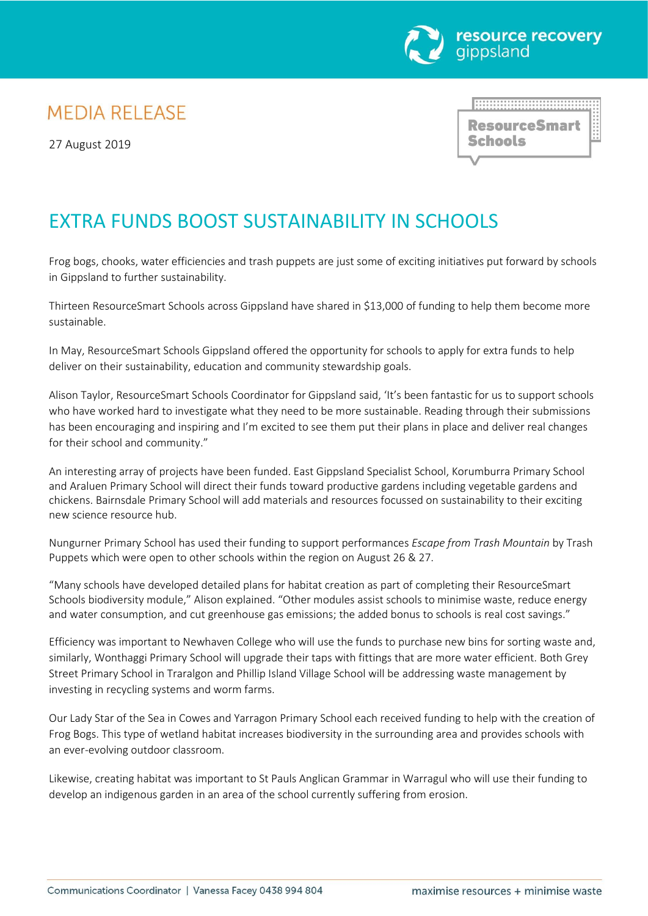MEDIA RELEASE

27 August 2019

# EXTRA FUNDS BOOST SUSTAINABILITY IN SCHOOLS

Frog bogs, chooks, water efficiencies and trash puppets are just some of exciting initiatives put forward by schools in Gippsland to further sustainability.

Thirteen ResourceSmart Schools across Gippsland have shared in $13,000 of funding to help them become more sustainable.

In May, ResourceSmart Schools Gippsland offered the opportunity for schools to apply for extra funds to help deliver on their sustainability, education and community stewardship goals.

Alison Taylor, ResourceSmart Schools Coordinator for Gippsland said, 'It's been fantastic for us to support schools who have worked hard to investigate what they need to be more sustainable. Reading through their submissions has been encouraging and inspiring and I'm excited to see them put their plans in place and deliver real changes for their school and community."

An interesting array of projects have been funded. East Gippsland Specialist School, Korumburra Primary School and Araluen Primary School will direct their funds toward productive gardens including vegetable gardens and chickens. Bairnsdale Primary School will add materials and resources focussed on sustainability to their exciting new science resource hub.

Nungurner Primary School has used their funding to support performances *Escape from Trash Mountain* by Trash Puppets which were open to other schools within the region on August 26 & 27.

"Many schools have developed detailed plans for habitat creation as part of completing their ResourceSmart Schools biodiversity module," Alison explained. "Other modules assist schools to minimise waste, reduce energy and water consumption, and cut greenhouse gas emissions; the added bonus to schools is real cost savings."

Efficiency was important to Newhaven College who will use the funds to purchase new bins for sorting waste and, similarly, Wonthaggi Primary School will upgrade their taps with fittings that are more water efficient. Both Grey Street Primary School in Traralgon and Phillip Island Village School will be addressing waste management by investing in recycling systems and worm farms.

Our Lady Star of the Sea in Cowes and Yarragon Primary School each received funding to help with the creation of Frog Bogs. This type of wetland habitat increases biodiversity in the surrounding area and provides schools with an ever-evolving outdoor classroom.

Likewise, creating habitat was important to St Pauls Anglican Grammar in Warragul who will use their funding to develop an indigenous garden in an area of the school currently suffering from erosion.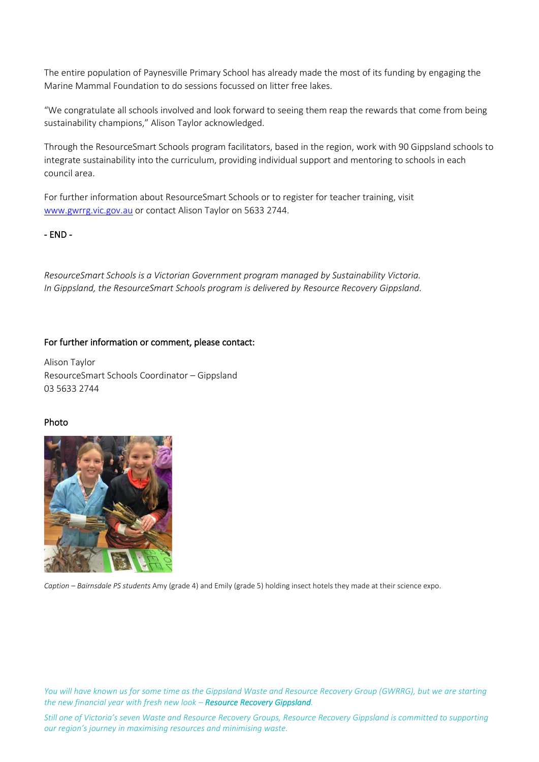The entire population of Paynesville Primary School has already made the most of its funding by engaging the Marine Mammal Foundation to do sessions focussed on litter free lakes.

"We congratulate all schools involved and look forward to seeing them reap the rewards that come from being sustainability champions," Alison Taylor acknowledged.

Through the ResourceSmart Schools program facilitators, based in the region, work with 90 Gippsland schools to integrate sustainability into the curriculum, providing individual support and mentoring to schools in each council area.

For further information about ResourceSmart Schools or to register for teacher training, visit www.gwrrg.vic.gov.au or contact Alison Taylor on 5633 2744.

- END -

*ResourceSmart Schools is a Victorian Government program managed by Sustainability Victoria.*
*In Gippsland, the ResourceSmart Schools program is delivered by Resource Recovery Gippsland.*

**For further information or comment, please contact:**

Alison Taylor
ResourceSmart Schools Coordinator – Gippsland
03 5633 2744

**Photo**

*Caption – Bairnsdale PS students* Amy (grade 4) and Emily (grade 5) holding insect hotels they made at their science expo.

*You will have known us for some time as the Gippsland Waste and Resource Recovery Group (GWRRG), but we are starting the new financial year with fresh new look – **Resource Recovery Gippsland**.*

*Still one of Victoria's seven Waste and Resource Recovery Groups, Resource Recovery Gippsland is committed to supporting our region's journey in maximising resources and minimising waste.*